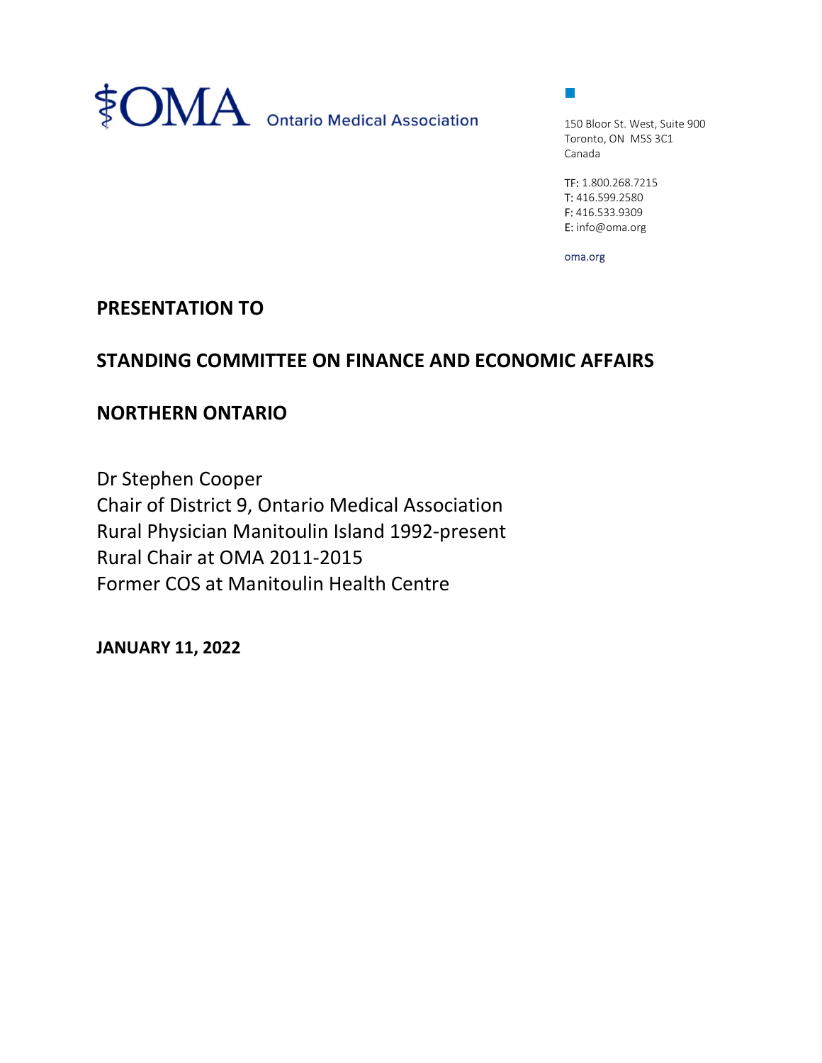OMA Ontario Medical Association

150 Bloor St. West, Suite 900
Toronto, ON M5S 3C1
Canada

TF: 1.800.268.7215
T: 416.599.2580
F: 416.533.9309
E: info@oma.org

oma.org

# PRESENTATION TO

# STANDING COMMITTEE ON FINANCE AND ECONOMIC AFFAIRS

# NORTHERN ONTARIO

Dr Stephen Cooper
Chair of District 9, Ontario Medical Association
Rural Physician Manitoulin Island 1992-present
Rural Chair at OMA 2011-2015
Former COS at Manitoulin Health Centre

**JANUARY 11, 2022**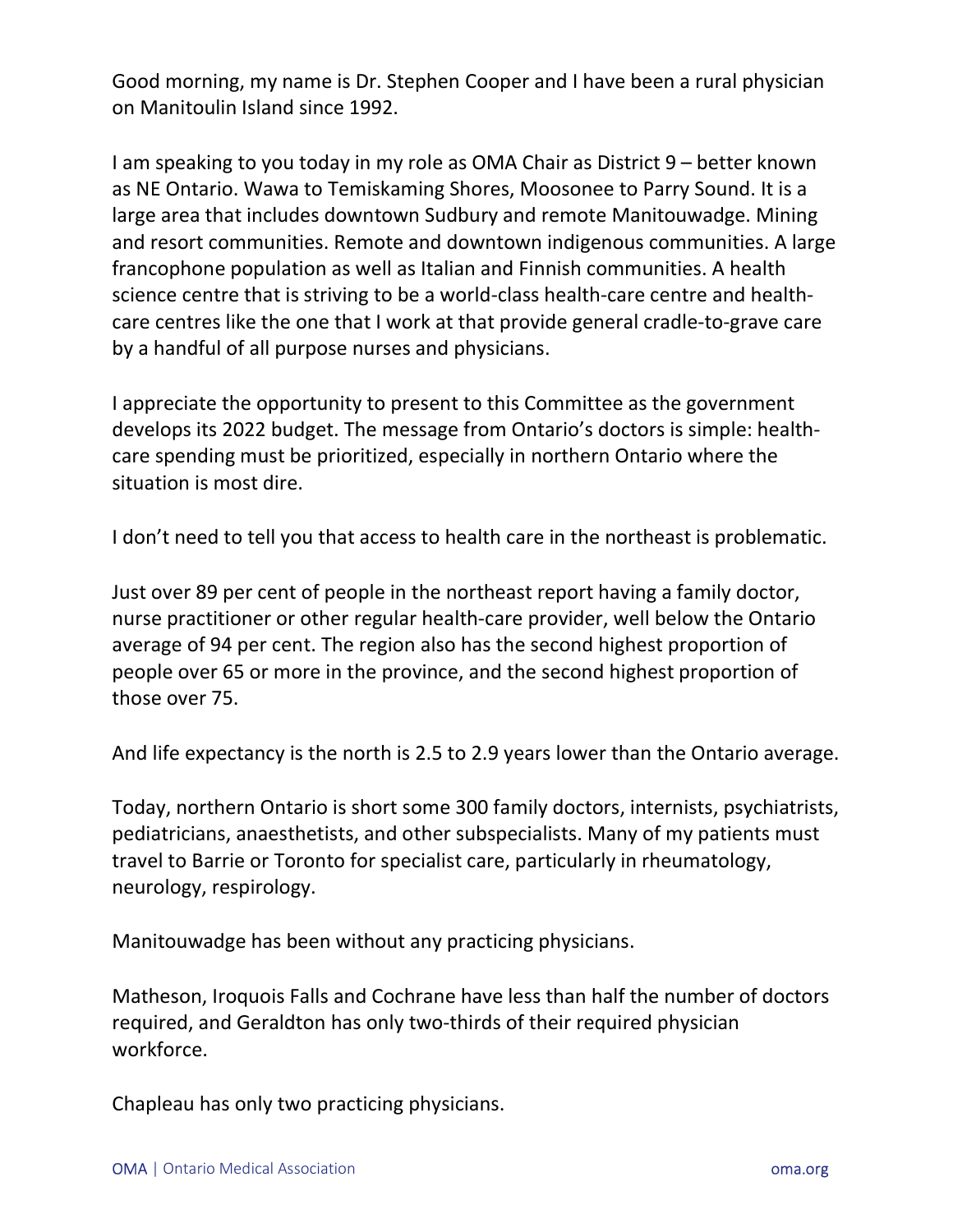Good morning, my name is Dr. Stephen Cooper and I have been a rural physician on Manitoulin Island since 1992.

I am speaking to you today in my role as OMA Chair as District 9 – better known as NE Ontario. Wawa to Temiskaming Shores, Moosonee to Parry Sound. It is a large area that includes downtown Sudbury and remote Manitouwadge. Mining and resort communities. Remote and downtown indigenous communities. A large francophone population as well as Italian and Finnish communities. A health science centre that is striving to be a world-class health-care centre and health-care centres like the one that I work at that provide general cradle-to-grave care by a handful of all purpose nurses and physicians.

I appreciate the opportunity to present to this Committee as the government develops its 2022 budget. The message from Ontario's doctors is simple: health-care spending must be prioritized, especially in northern Ontario where the situation is most dire.

I don't need to tell you that access to health care in the northeast is problematic.

Just over 89 per cent of people in the northeast report having a family doctor, nurse practitioner or other regular health-care provider, well below the Ontario average of 94 per cent. The region also has the second highest proportion of people over 65 or more in the province, and the second highest proportion of those over 75.

And life expectancy is the north is 2.5 to 2.9 years lower than the Ontario average.

Today, northern Ontario is short some 300 family doctors, internists, psychiatrists, pediatricians, anaesthetists, and other subspecialists. Many of my patients must travel to Barrie or Toronto for specialist care, particularly in rheumatology, neurology, respirology.

Manitouwadge has been without any practicing physicians.

Matheson, Iroquois Falls and Cochrane have less than half the number of doctors required, and Geraldton has only two-thirds of their required physician workforce.

Chapleau has only two practicing physicians.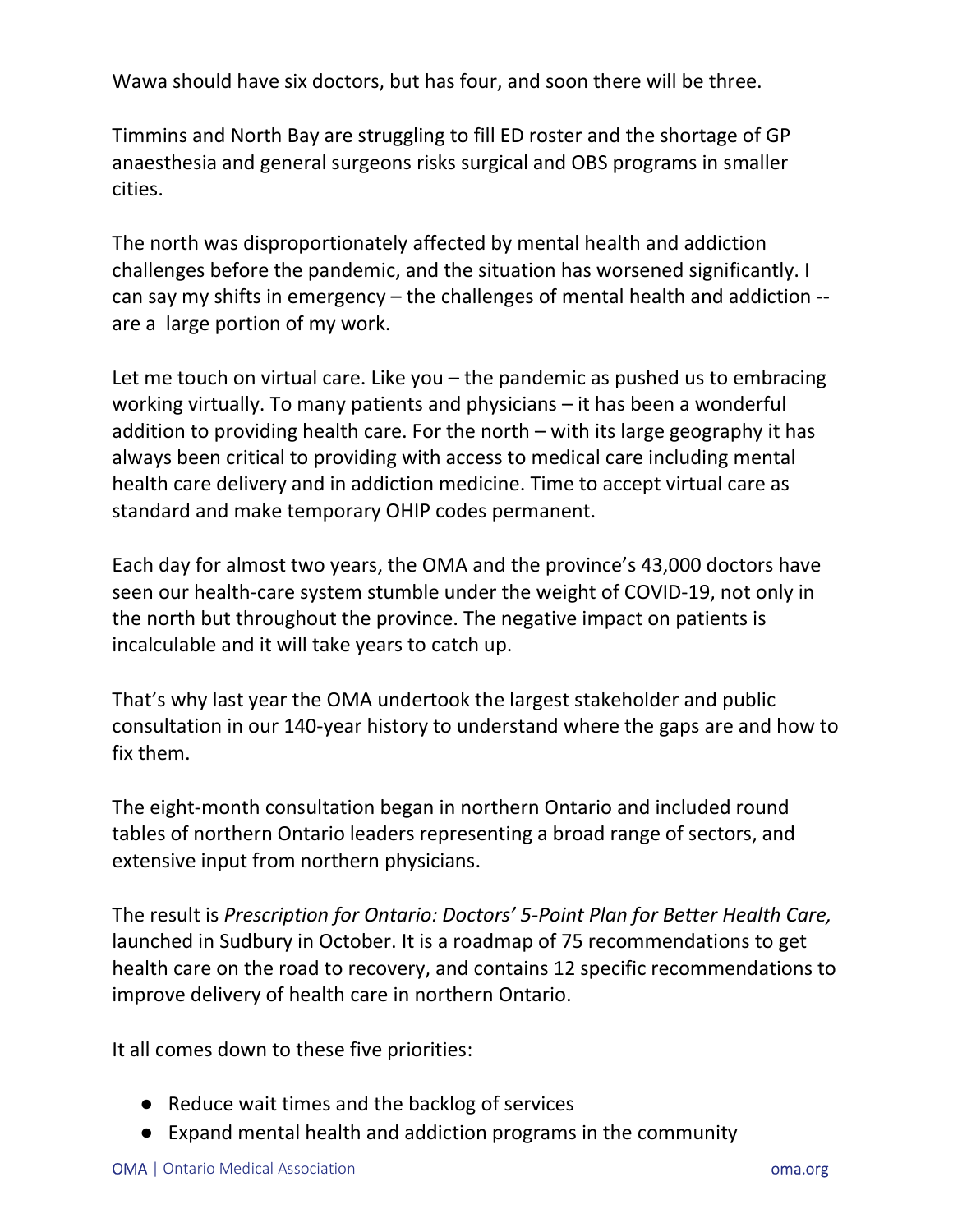Wawa should have six doctors, but has four, and soon there will be three.

Timmins and North Bay are struggling to fill ED roster and the shortage of GP anaesthesia and general surgeons risks surgical and OBS programs in smaller cities.

The north was disproportionately affected by mental health and addiction challenges before the pandemic, and the situation has worsened significantly. I can say my shifts in emergency – the challenges of mental health and addiction -- are a large portion of my work.

Let me touch on virtual care. Like you – the pandemic as pushed us to embracing working virtually. To many patients and physicians – it has been a wonderful addition to providing health care. For the north – with its large geography it has always been critical to providing with access to medical care including mental health care delivery and in addiction medicine. Time to accept virtual care as standard and make temporary OHIP codes permanent.

Each day for almost two years, the OMA and the province's 43,000 doctors have seen our health-care system stumble under the weight of COVID-19, not only in the north but throughout the province. The negative impact on patients is incalculable and it will take years to catch up.

That's why last year the OMA undertook the largest stakeholder and public consultation in our 140-year history to understand where the gaps are and how to fix them.

The eight-month consultation began in northern Ontario and included round tables of northern Ontario leaders representing a broad range of sectors, and extensive input from northern physicians.

The result is *Prescription for Ontario: Doctors' 5-Point Plan for Better Health Care,* launched in Sudbury in October. It is a roadmap of 75 recommendations to get health care on the road to recovery, and contains 12 specific recommendations to improve delivery of health care in northern Ontario.

It all comes down to these five priorities:

- Reduce wait times and the backlog of services
- Expand mental health and addiction programs in the community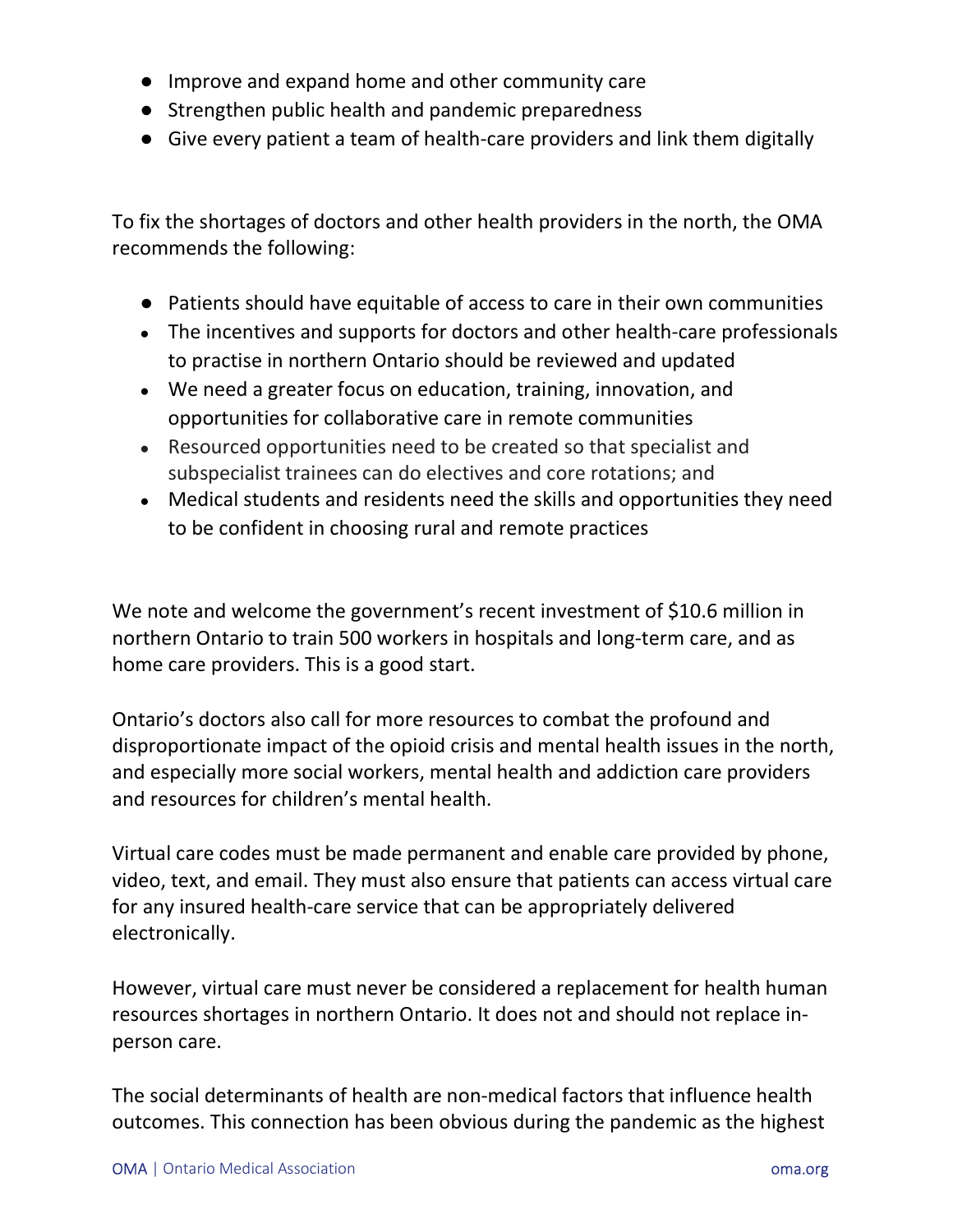- Improve and expand home and other community care
- Strengthen public health and pandemic preparedness
- Give every patient a team of health-care providers and link them digitally

To fix the shortages of doctors and other health providers in the north, the OMA recommends the following:

- Patients should have equitable of access to care in their own communities
- The incentives and supports for doctors and other health-care professionals to practise in northern Ontario should be reviewed and updated
- We need a greater focus on education, training, innovation, and opportunities for collaborative care in remote communities
- Resourced opportunities need to be created so that specialist and subspecialist trainees can do electives and core rotations; and
- Medical students and residents need the skills and opportunities they need to be confident in choosing rural and remote practices

We note and welcome the government's recent investment of $10.6 million in northern Ontario to train 500 workers in hospitals and long-term care, and as home care providers. This is a good start.

Ontario's doctors also call for more resources to combat the profound and disproportionate impact of the opioid crisis and mental health issues in the north, and especially more social workers, mental health and addiction care providers and resources for children's mental health.

Virtual care codes must be made permanent and enable care provided by phone, video, text, and email. They must also ensure that patients can access virtual care for any insured health-care service that can be appropriately delivered electronically.

However, virtual care must never be considered a replacement for health human resources shortages in northern Ontario. It does not and should not replace in-person care.

The social determinants of health are non-medical factors that influence health outcomes. This connection has been obvious during the pandemic as the highest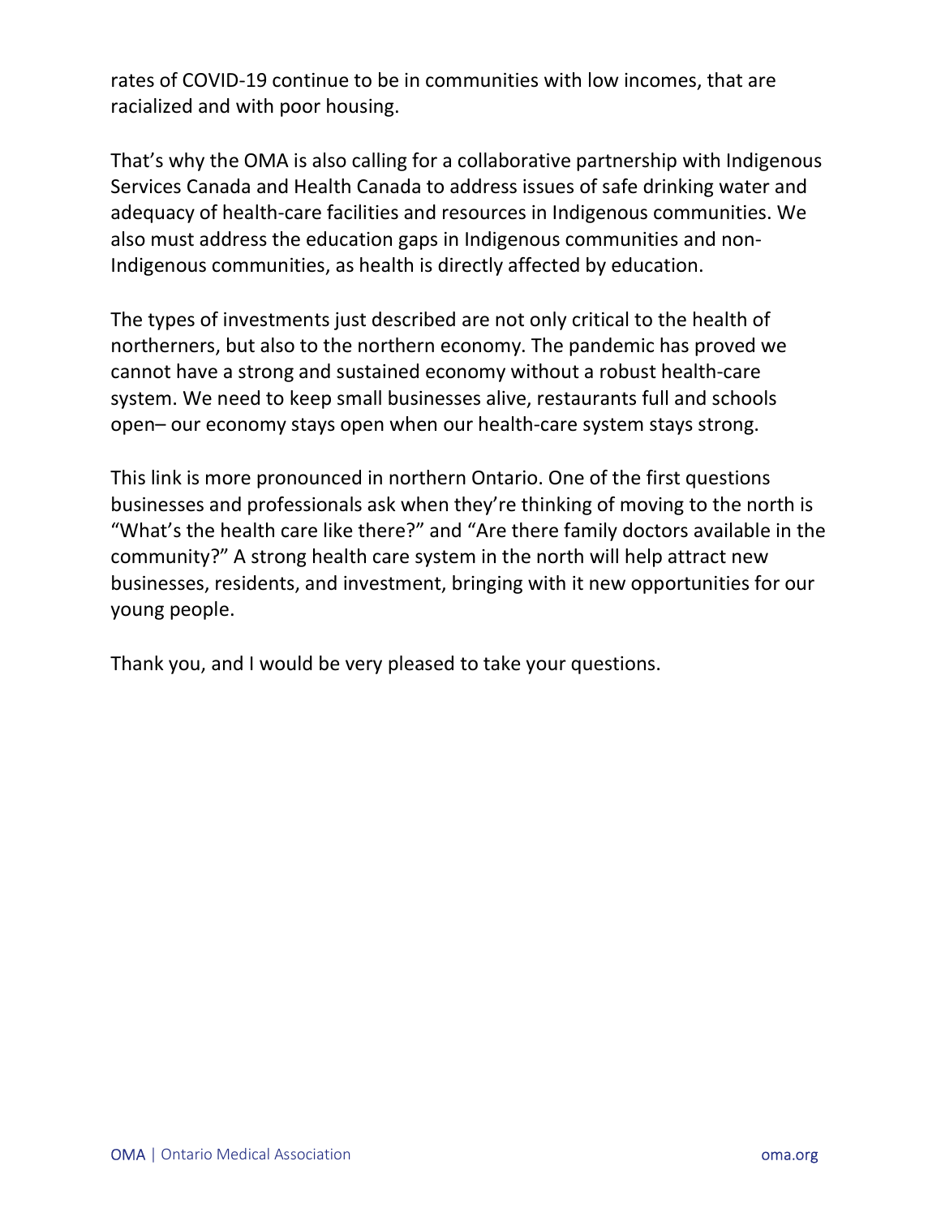rates of COVID-19 continue to be in communities with low incomes, that are racialized and with poor housing.

That's why the OMA is also calling for a collaborative partnership with Indigenous Services Canada and Health Canada to address issues of safe drinking water and adequacy of health-care facilities and resources in Indigenous communities. We also must address the education gaps in Indigenous communities and non-Indigenous communities, as health is directly affected by education.

The types of investments just described are not only critical to the health of northerners, but also to the northern economy. The pandemic has proved we cannot have a strong and sustained economy without a robust health-care system. We need to keep small businesses alive, restaurants full and schools open– our economy stays open when our health-care system stays strong.

This link is more pronounced in northern Ontario. One of the first questions businesses and professionals ask when they're thinking of moving to the north is "What's the health care like there?" and "Are there family doctors available in the community?" A strong health care system in the north will help attract new businesses, residents, and investment, bringing with it new opportunities for our young people.

Thank you, and I would be very pleased to take your questions.